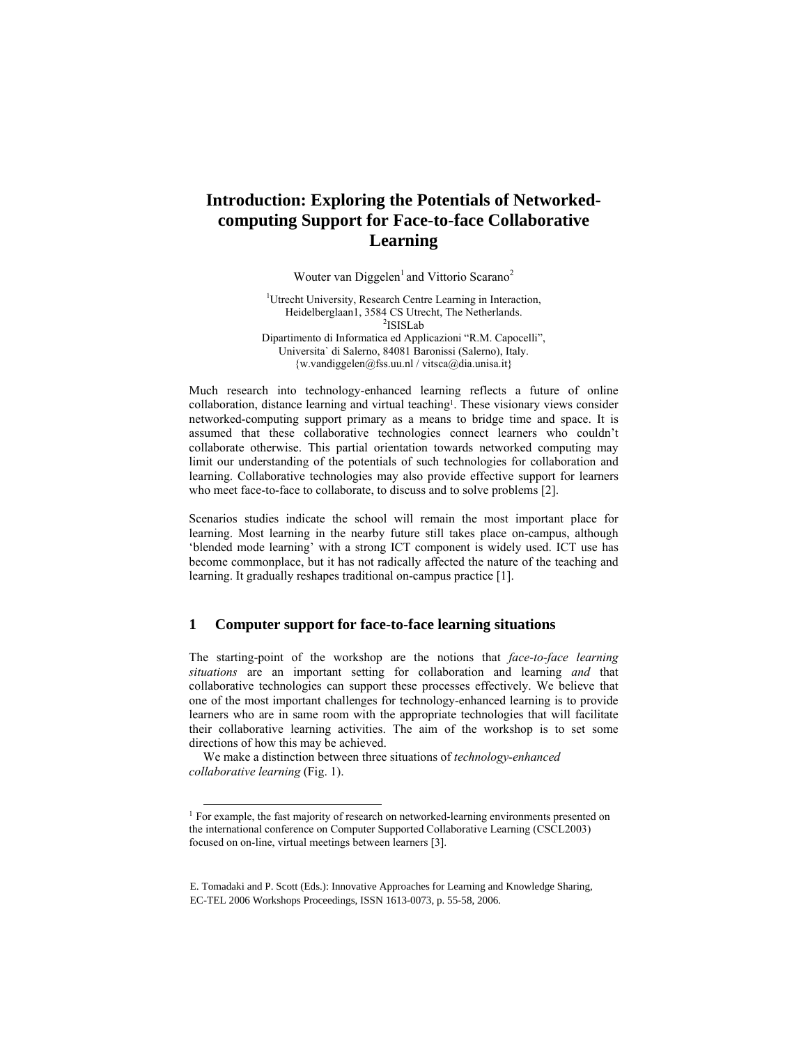# Introduction: Exploring the Potentials of Networked-computing Support for Face-to-face Collaborative Learning

Wouter van Diggelen[1] and Vittorio Scarano[2]

[1]Utrecht University, Research Centre Learning in Interaction, Heidelberglaan1, 3584 CS Utrecht, The Netherlands.
[2]ISISLab
Dipartimento di Informatica ed Applicazioni "R.M. Capocelli", Universita` di Salerno, 84081 Baronissi (Salerno), Italy.
{w.vandiggelen@fss.uu.nl / vitsca@dia.unisa.it}

Much research into technology-enhanced learning reflects a future of online collaboration, distance learning and virtual teaching[1]. These visionary views consider networked-computing support primary as a means to bridge time and space. It is assumed that these collaborative technologies connect learners who couldn't collaborate otherwise. This partial orientation towards networked computing may limit our understanding of the potentials of such technologies for collaboration and learning. Collaborative technologies may also provide effective support for learners who meet face-to-face to collaborate, to discuss and to solve problems [2].

Scenarios studies indicate the school will remain the most important place for learning. Most learning in the nearby future still takes place on-campus, although 'blended mode learning' with a strong ICT component is widely used. ICT use has become commonplace, but it has not radically affected the nature of the teaching and learning. It gradually reshapes traditional on-campus practice [1].

## 1 Computer support for face-to-face learning situations

The starting-point of the workshop are the notions that *face-to-face learning situations* are an important setting for collaboration and learning *and* that collaborative technologies can support these processes effectively. We believe that one of the most important challenges for technology-enhanced learning is to provide learners who are in same room with the appropriate technologies that will facilitate their collaborative learning activities. The aim of the workshop is to set some directions of how this may be achieved.

We make a distinction between three situations of *technology-enhanced collaborative learning* (Fig. 1).

[1] For example, the fast majority of research on networked-learning environments presented on the international conference on Computer Supported Collaborative Learning (CSCL2003) focused on on-line, virtual meetings between learners [3].

E. Tomadaki and P. Scott (Eds.): Innovative Approaches for Learning and Knowledge Sharing, EC-TEL 2006 Workshops Proceedings, ISSN 1613-0073, p. 55-58, 2006.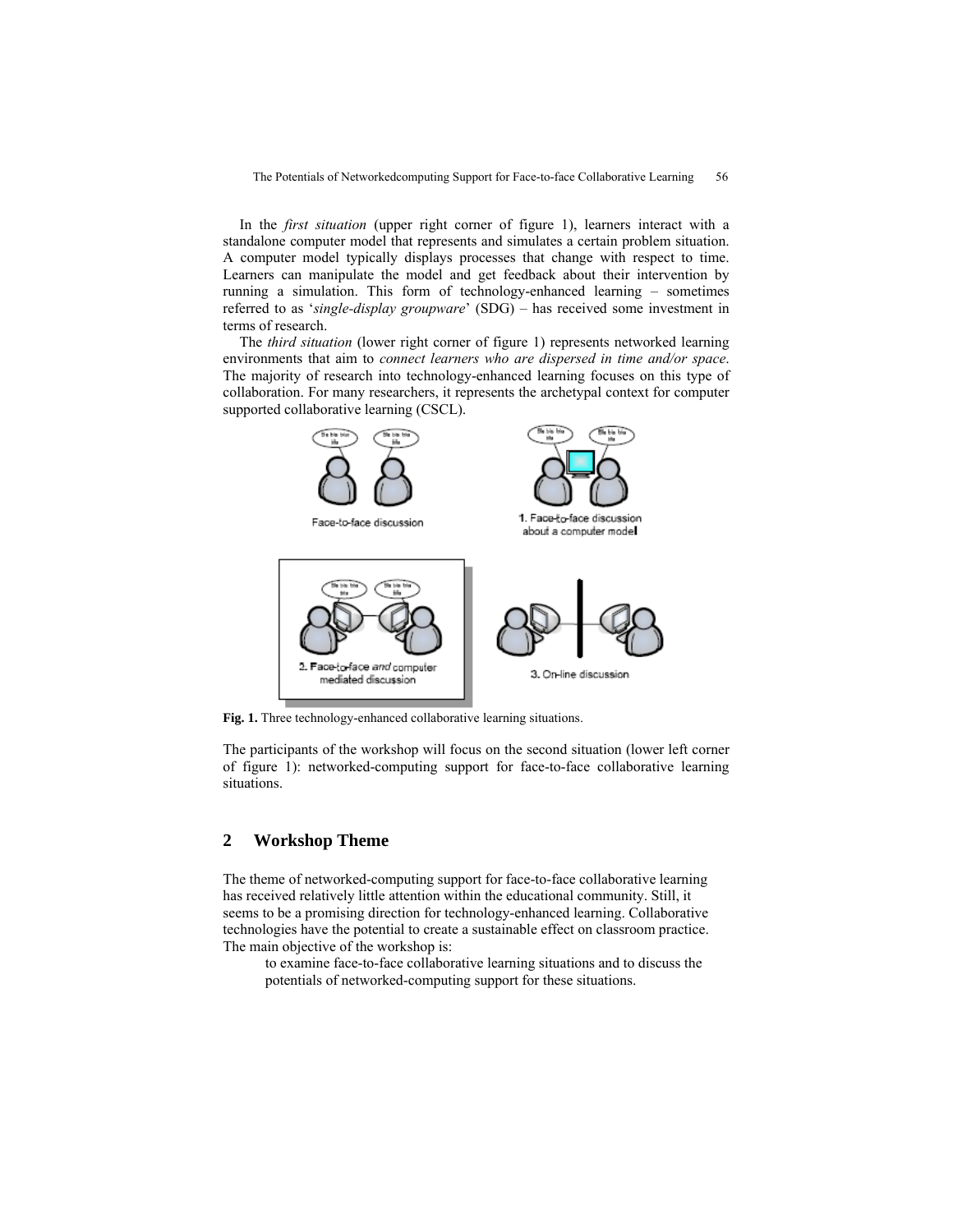In the *first situation* (upper right corner of figure 1), learners interact with a standalone computer model that represents and simulates a certain problem situation. A computer model typically displays processes that change with respect to time. Learners can manipulate the model and get feedback about their intervention by running a simulation. This form of technology-enhanced learning – sometimes referred to as '*single-display groupware*' (SDG) – has received some investment in terms of research.

The *third situation* (lower right corner of figure 1) represents networked learning environments that aim to *connect learners who are dispersed in time and/or space*. The majority of research into technology-enhanced learning focuses on this type of collaboration. For many researchers, it represents the archetypal context for computer supported collaborative learning (CSCL).

**Fig. 1.** Three technology-enhanced collaborative learning situations.

The participants of the workshop will focus on the second situation (lower left corner of figure 1): networked-computing support for face-to-face collaborative learning situations.

## 2 Workshop Theme

The theme of networked-computing support for face-to-face collaborative learning has received relatively little attention within the educational community. Still, it seems to be a promising direction for technology-enhanced learning. Collaborative technologies have the potential to create a sustainable effect on classroom practice. The main objective of the workshop is:

> to examine face-to-face collaborative learning situations and to discuss the potentials of networked-computing support for these situations.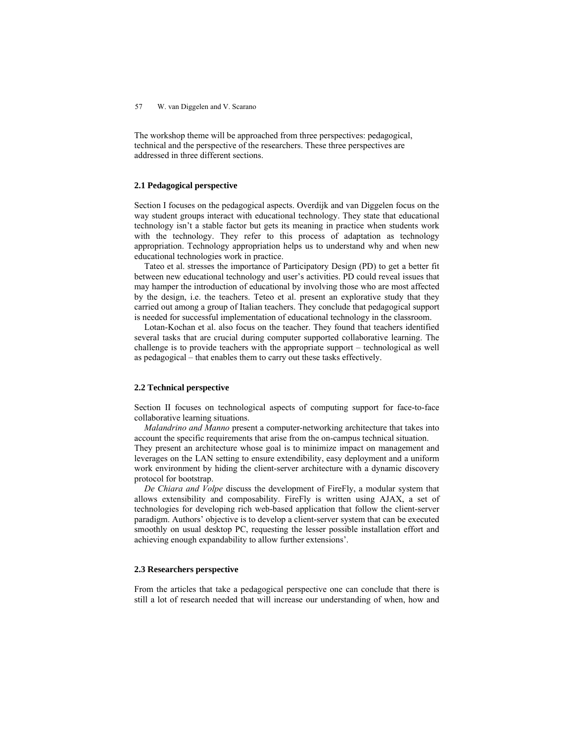The workshop theme will be approached from three perspectives: pedagogical, technical and the perspective of the researchers. These three perspectives are addressed in three different sections.

### 2.1 Pedagogical perspective

Section I focuses on the pedagogical aspects. Overdijk and van Diggelen focus on the way student groups interact with educational technology. They state that educational technology isn't a stable factor but gets its meaning in practice when students work with the technology. They refer to this process of adaptation as technology appropriation. Technology appropriation helps us to understand why and when new educational technologies work in practice.

Tateo et al. stresses the importance of Participatory Design (PD) to get a better fit between new educational technology and user's activities. PD could reveal issues that may hamper the introduction of educational by involving those who are most affected by the design, i.e. the teachers. Teteo et al. present an explorative study that they carried out among a group of Italian teachers. They conclude that pedagogical support is needed for successful implementation of educational technology in the classroom.

Lotan-Kochan et al. also focus on the teacher. They found that teachers identified several tasks that are crucial during computer supported collaborative learning. The challenge is to provide teachers with the appropriate support – technological as well as pedagogical – that enables them to carry out these tasks effectively.

### 2.2 Technical perspective

Section II focuses on technological aspects of computing support for face-to-face collaborative learning situations.

*Malandrino and Manno* present a computer-networking architecture that takes into account the specific requirements that arise from the on-campus technical situation. They present an architecture whose goal is to minimize impact on management and leverages on the LAN setting to ensure extendibility, easy deployment and a uniform work environment by hiding the client-server architecture with a dynamic discovery protocol for bootstrap.

*De Chiara and Volpe* discuss the development of FireFly, a modular system that allows extensibility and composability. FireFly is written using AJAX, a set of technologies for developing rich web-based application that follow the client-server paradigm. Authors' objective is to develop a client-server system that can be executed smoothly on usual desktop PC, requesting the lesser possible installation effort and achieving enough expandability to allow further extensions'.

### 2.3 Researchers perspective

From the articles that take a pedagogical perspective one can conclude that there is still a lot of research needed that will increase our understanding of when, how and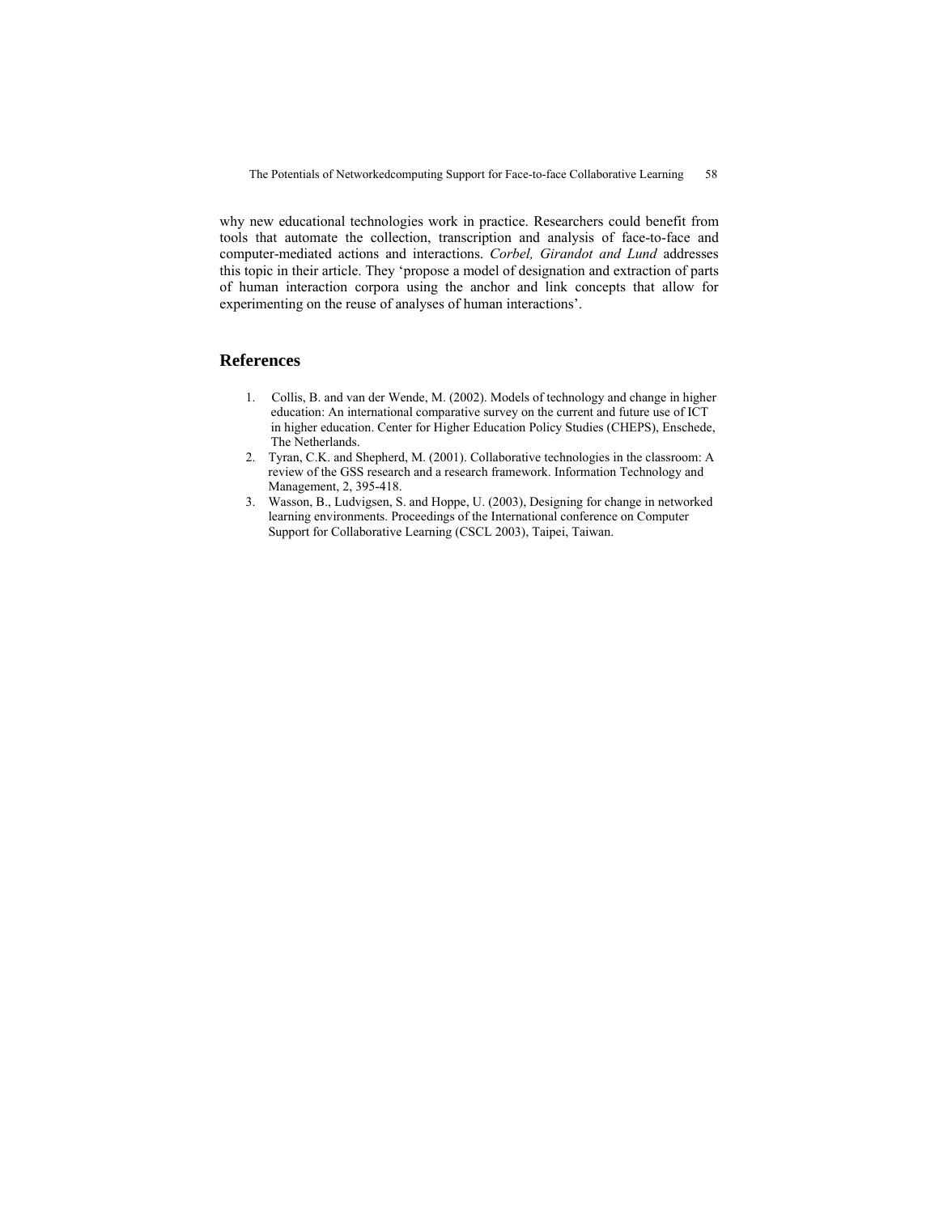why new educational technologies work in practice. Researchers could benefit from tools that automate the collection, transcription and analysis of face-to-face and computer-mediated actions and interactions. *Corbel, Girandot and Lund* addresses this topic in their article. They 'propose a model of designation and extraction of parts of human interaction corpora using the anchor and link concepts that allow for experimenting on the reuse of analyses of human interactions'.

## References

1. Collis, B. and van der Wende, M. (2002). Models of technology and change in higher education: An international comparative survey on the current and future use of ICT in higher education. Center for Higher Education Policy Studies (CHEPS), Enschede, The Netherlands.
2. Tyran, C.K. and Shepherd, M. (2001). Collaborative technologies in the classroom: A review of the GSS research and a research framework. Information Technology and Management, 2, 395-418.
3. Wasson, B., Ludvigsen, S. and Hoppe, U. (2003), Designing for change in networked learning environments. Proceedings of the International conference on Computer Support for Collaborative Learning (CSCL 2003), Taipei, Taiwan.